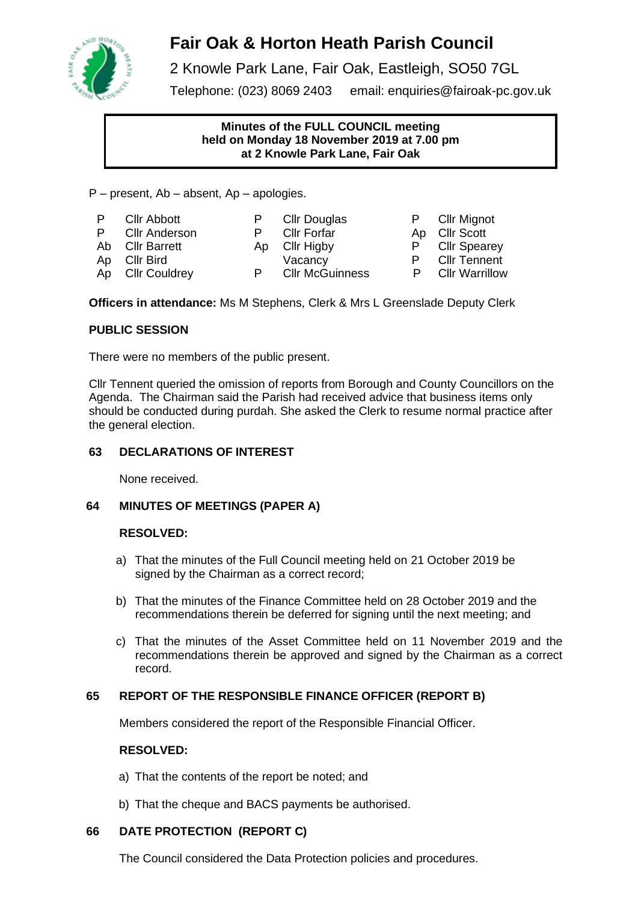# Fair Oak & Horton Heath Parish Council

2 Knowle Park Lane, Fair Oak, Eastleigh, SO50 7GL

Telephone: (023) 8069 2403 email: enquiries@fairoak-pc.gov.uk

**Minutes of the FULL COUNCIL meeting held on Monday 18 November 2019 at 7.00 pm at 2 Knowle Park Lane, Fair Oak**

P – present, Ab – absent, Ap – apologies.

| | | | | | |
|---|---|---|---|---|---|
| P | Cllr Abbott | P | Cllr Douglas | P | Cllr Mignot |
| P | Cllr Anderson | P | Cllr Forfar | Ap | Cllr Scott |
| Ab | Cllr Barrett | Ap | Cllr Higby | P | Cllr Spearey |
| Ap | Cllr Bird | | Vacancy | P | Cllr Tennent |
| Ap | Cllr Couldrey | P | Cllr McGuinness | P | Cllr Warrillow |

**Officers in attendance:** Ms M Stephens, Clerk & Mrs L Greenslade Deputy Clerk

**PUBLIC SESSION**

There were no members of the public present.

Cllr Tennent queried the omission of reports from Borough and County Councillors on the Agenda. The Chairman said the Parish had received advice that business items only should be conducted during purdah. She asked the Clerk to resume normal practice after the general election.

**63 DECLARATIONS OF INTEREST**

None received.

**64 MINUTES OF MEETINGS (PAPER A)**

**RESOLVED:**

a) That the minutes of the Full Council meeting held on 21 October 2019 be signed by the Chairman as a correct record;

b) That the minutes of the Finance Committee held on 28 October 2019 and the recommendations therein be deferred for signing until the next meeting; and

c) That the minutes of the Asset Committee held on 11 November 2019 and the recommendations therein be approved and signed by the Chairman as a correct record.

**65 REPORT OF THE RESPONSIBLE FINANCE OFFICER (REPORT B)**

Members considered the report of the Responsible Financial Officer.

**RESOLVED:**

a) That the contents of the report be noted; and

b) That the cheque and BACS payments be authorised.

**66 DATE PROTECTION (REPORT C)**

The Council considered the Data Protection policies and procedures.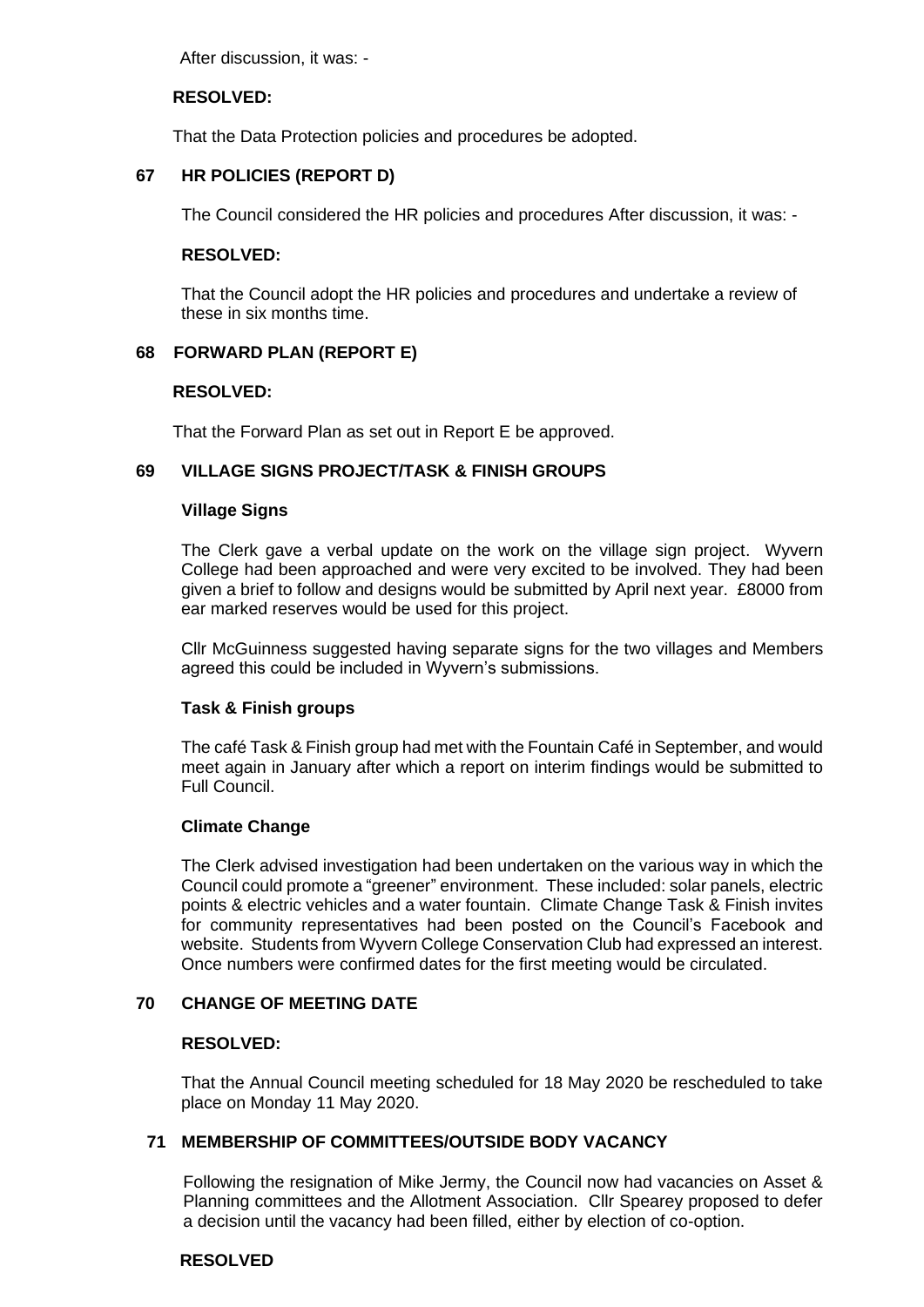After discussion, it was: -

**RESOLVED:**

That the Data Protection policies and procedures be adopted.

## 67 HR POLICIES (REPORT D)

The Council considered the HR policies and procedures After discussion, it was: -

**RESOLVED:**

That the Council adopt the HR policies and procedures and undertake a review of these in six months time.

## 68 FORWARD PLAN (REPORT E)

**RESOLVED:**

That the Forward Plan as set out in Report E be approved.

## 69 VILLAGE SIGNS PROJECT/TASK & FINISH GROUPS

**Village Signs**

The Clerk gave a verbal update on the work on the village sign project. Wyvern College had been approached and were very excited to be involved. They had been given a brief to follow and designs would be submitted by April next year. £8000 from ear marked reserves would be used for this project.

Cllr McGuinness suggested having separate signs for the two villages and Members agreed this could be included in Wyvern's submissions.

**Task & Finish groups**

The café Task & Finish group had met with the Fountain Café in September, and would meet again in January after which a report on interim findings would be submitted to Full Council.

**Climate Change**

The Clerk advised investigation had been undertaken on the various way in which the Council could promote a "greener" environment. These included: solar panels, electric points & electric vehicles and a water fountain. Climate Change Task & Finish invites for community representatives had been posted on the Council's Facebook and website. Students from Wyvern College Conservation Club had expressed an interest. Once numbers were confirmed dates for the first meeting would be circulated.

## 70 CHANGE OF MEETING DATE

**RESOLVED:**

That the Annual Council meeting scheduled for 18 May 2020 be rescheduled to take place on Monday 11 May 2020.

## 71 MEMBERSHIP OF COMMITTEES/OUTSIDE BODY VACANCY

Following the resignation of Mike Jermy, the Council now had vacancies on Asset & Planning committees and the Allotment Association. Cllr Spearey proposed to defer a decision until the vacancy had been filled, either by election of co-option.

**RESOLVED**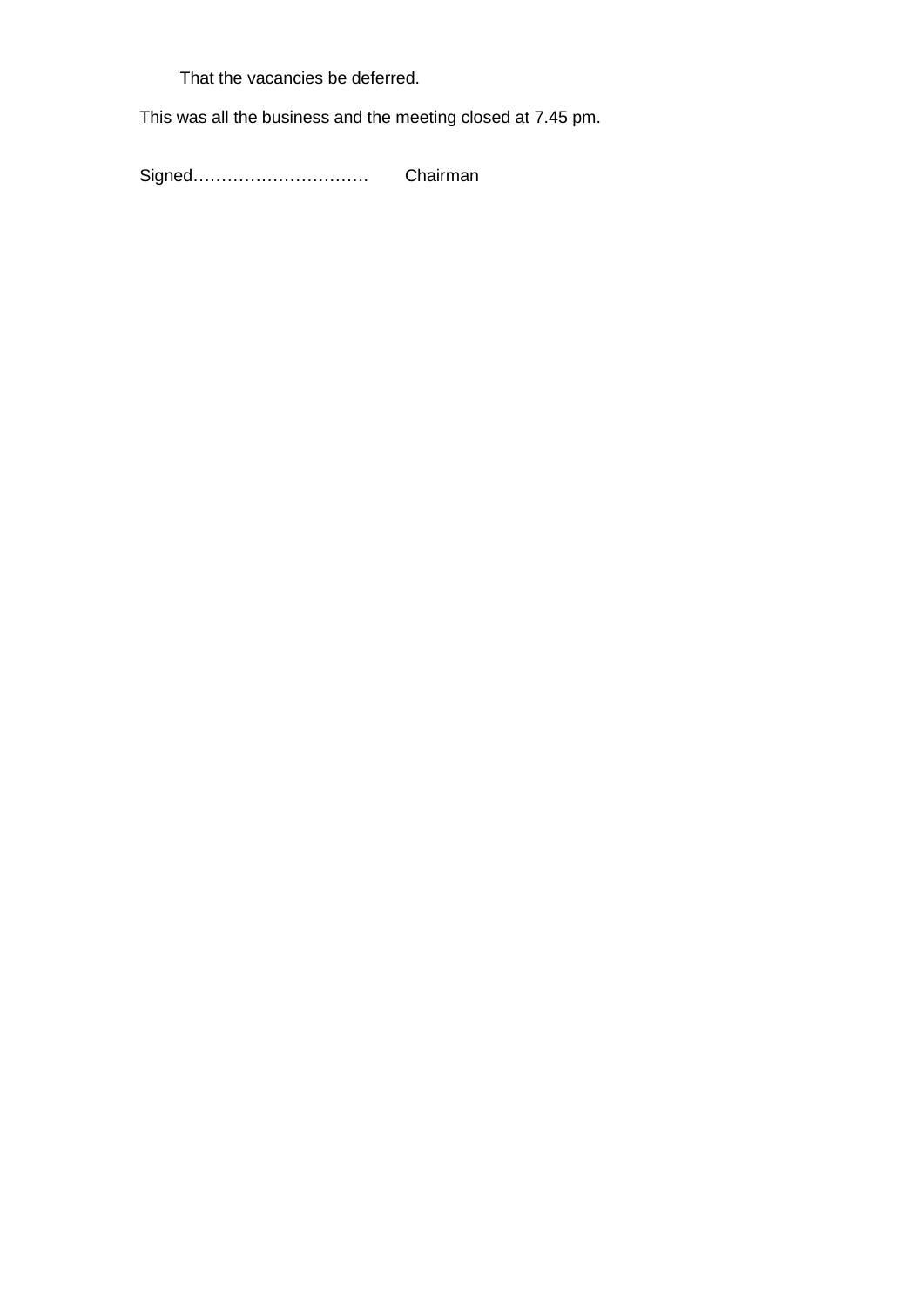That the vacancies be deferred.

This was all the business and the meeting closed at 7.45 pm.

Signed………………………… Chairman